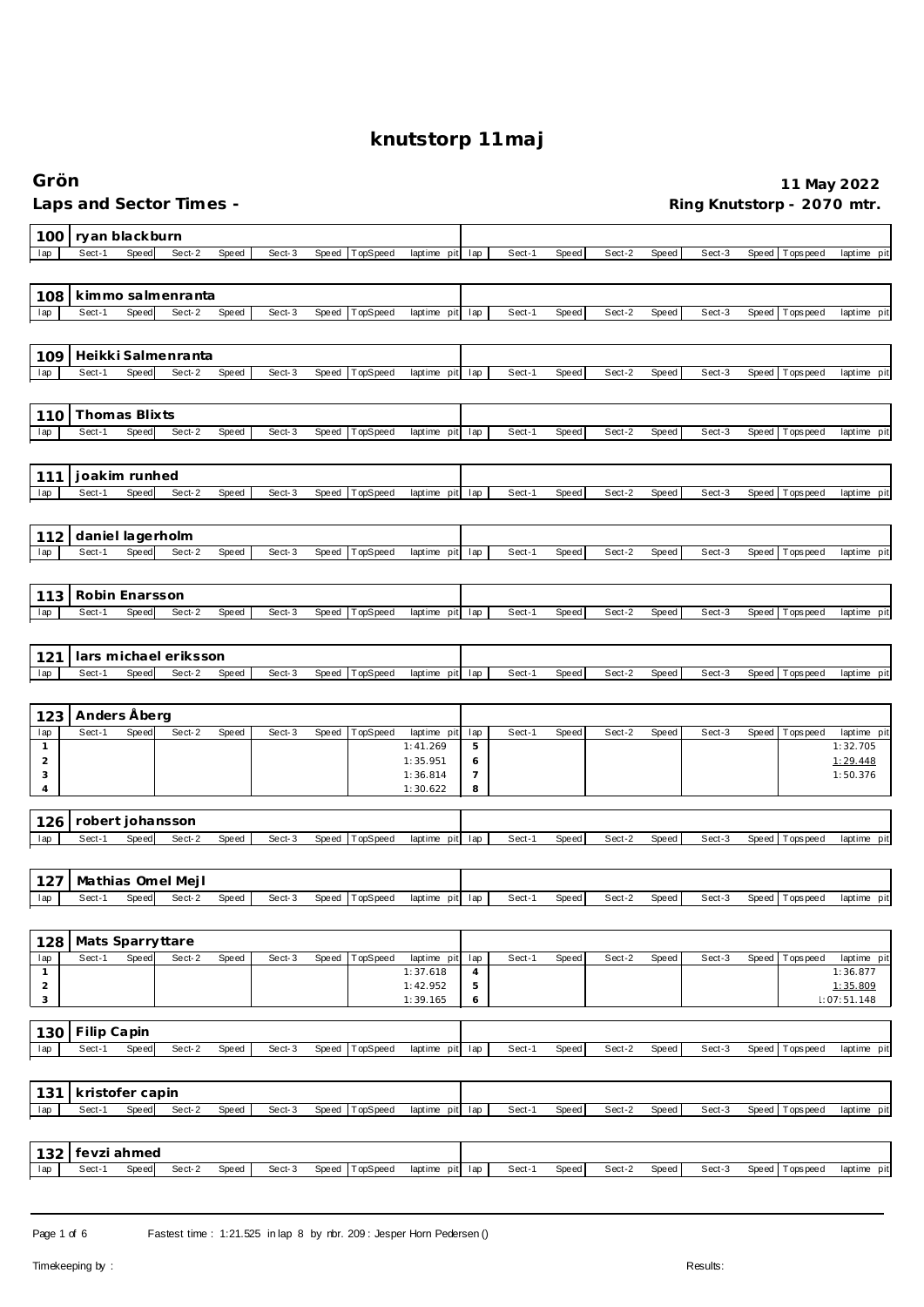# knutstorp 11maj

## Grön

**11 May 2022**

### Laps and Sector Times -

**Ring Knutstorp - 2070 mtr.**

### 100 ryan blackburn

| lap | Sect-1 | Speed | Sect-2 | Speed | Sect-3 | Speed | TopSpeed | laptime pit | lap | Sect-1 | Speed | Sect-2 | Speed | Sect-3 | Speed | Topspeed | laptime pit |
|---|---|---|---|---|---|---|---|---|---|---|---|---|---|---|---|---|---|

### 108 kimmo salmenranta

| lap | Sect-1 | Speed | Sect-2 | Speed | Sect-3 | Speed | TopSpeed | laptime pit | lap | Sect-1 | Speed | Sect-2 | Speed | Sect-3 | Speed | Topspeed | laptime pit |
|---|---|---|---|---|---|---|---|---|---|---|---|---|---|---|---|---|---|

### 109 Heikki Salmenranta

| lap | Sect-1 | Speed | Sect-2 | Speed | Sect-3 | Speed | TopSpeed | laptime pit | lap | Sect-1 | Speed | Sect-2 | Speed | Sect-3 | Speed | Topspeed | laptime pit |
|---|---|---|---|---|---|---|---|---|---|---|---|---|---|---|---|---|---|

### 110 Thomas Blixts

| lap | Sect-1 | Speed | Sect-2 | Speed | Sect-3 | Speed | TopSpeed | laptime pit | lap | Sect-1 | Speed | Sect-2 | Speed | Sect-3 | Speed | Topspeed | laptime pit |
|---|---|---|---|---|---|---|---|---|---|---|---|---|---|---|---|---|---|

### 111 joakim runhed

| lap | Sect-1 | Speed | Sect-2 | Speed | Sect-3 | Speed | TopSpeed | laptime pit | lap | Sect-1 | Speed | Sect-2 | Speed | Sect-3 | Speed | Topspeed | laptime pit |
|---|---|---|---|---|---|---|---|---|---|---|---|---|---|---|---|---|---|

### 112 daniel lagerholm

| lap | Sect-1 | Speed | Sect-2 | Speed | Sect-3 | Speed | TopSpeed | laptime pit | lap | Sect-1 | Speed | Sect-2 | Speed | Sect-3 | Speed | Topspeed | laptime pit |
|---|---|---|---|---|---|---|---|---|---|---|---|---|---|---|---|---|---|

### 113 Robin Enarsson

| lap | Sect-1 | Speed | Sect-2 | Speed | Sect-3 | Speed | TopSpeed | laptime pit | lap | Sect-1 | Speed | Sect-2 | Speed | Sect-3 | Speed | Topspeed | laptime pit |
|---|---|---|---|---|---|---|---|---|---|---|---|---|---|---|---|---|---|

### 121 lars michael eriksson

| lap | Sect-1 | Speed | Sect-2 | Speed | Sect-3 | Speed | TopSpeed | laptime pit | lap | Sect-1 | Speed | Sect-2 | Speed | Sect-3 | Speed | Topspeed | laptime pit |
|---|---|---|---|---|---|---|---|---|---|---|---|---|---|---|---|---|---|

### 123 Anders Åberg

| lap | Sect-1 | Speed | Sect-2 | Speed | Sect-3 | Speed | TopSpeed | laptime pit | lap | Sect-1 | Speed | Sect-2 | Speed | Sect-3 | Speed | Topspeed | laptime pit |
|---|---|---|---|---|---|---|---|---|---|---|---|---|---|---|---|---|---|
| 1 | | | | | | | | 1:41.269 | 5 | | | | | | | | 1:32.705 |
| 2 | | | | | | | | 1:35.951 | 6 | | | | | | | | 1:29.448 |
| 3 | | | | | | | | 1:36.814 | 7 | | | | | | | | 1:50.376 |
| 4 | | | | | | | | 1:30.622 | 8 | | | | | | | | |

### 126 robert johansson

| lap | Sect-1 | Speed | Sect-2 | Speed | Sect-3 | Speed | TopSpeed | laptime pit | lap | Sect-1 | Speed | Sect-2 | Speed | Sect-3 | Speed | Topspeed | laptime pit |
|---|---|---|---|---|---|---|---|---|---|---|---|---|---|---|---|---|---|

### 127 Mathias Omel Mejl

| lap | Sect-1 | Speed | Sect-2 | Speed | Sect-3 | Speed | TopSpeed | laptime pit | lap | Sect-1 | Speed | Sect-2 | Speed | Sect-3 | Speed | Topspeed | laptime pit |
|---|---|---|---|---|---|---|---|---|---|---|---|---|---|---|---|---|---|

### 128 Mats Sparryttare

| lap | Sect-1 | Speed | Sect-2 | Speed | Sect-3 | Speed | TopSpeed | laptime pit | lap | Sect-1 | Speed | Sect-2 | Speed | Sect-3 | Speed | Topspeed | laptime pit |
|---|---|---|---|---|---|---|---|---|---|---|---|---|---|---|---|---|---|
| 1 | | | | | | | | 1:37.618 | 4 | | | | | | | | 1:36.877 |
| 2 | | | | | | | | 1:42.952 | 5 | | | | | | | | 1:35.809 |
| 3 | | | | | | | | 1:39.165 | 6 | | | | | | | | 1:07:51.148 |

### 130 Filip Capin

| lap | Sect-1 | Speed | Sect-2 | Speed | Sect-3 | Speed | TopSpeed | laptime pit | lap | Sect-1 | Speed | Sect-2 | Speed | Sect-3 | Speed | Topspeed | laptime pit |
|---|---|---|---|---|---|---|---|---|---|---|---|---|---|---|---|---|---|

### 131 kristofer capin

| lap | Sect-1 | Speed | Sect-2 | Speed | Sect-3 | Speed | TopSpeed | laptime pit | lap | Sect-1 | Speed | Sect-2 | Speed | Sect-3 | Speed | Topspeed | laptime pit |
|---|---|---|---|---|---|---|---|---|---|---|---|---|---|---|---|---|---|

### 132 fevzi ahmed

| lap | Sect-1 | Speed | Sect-2 | Speed | Sect-3 | Speed | TopSpeed | laptime pit | lap | Sect-1 | Speed | Sect-2 | Speed | Sect-3 | Speed | Topspeed | laptime pit |
|---|---|---|---|---|---|---|---|---|---|---|---|---|---|---|---|---|---|

Fastest time : 1:21.525 in lap 8 by nbr. 209 : Jesper Horn Pedersen ()

Timekeeping by :

Results: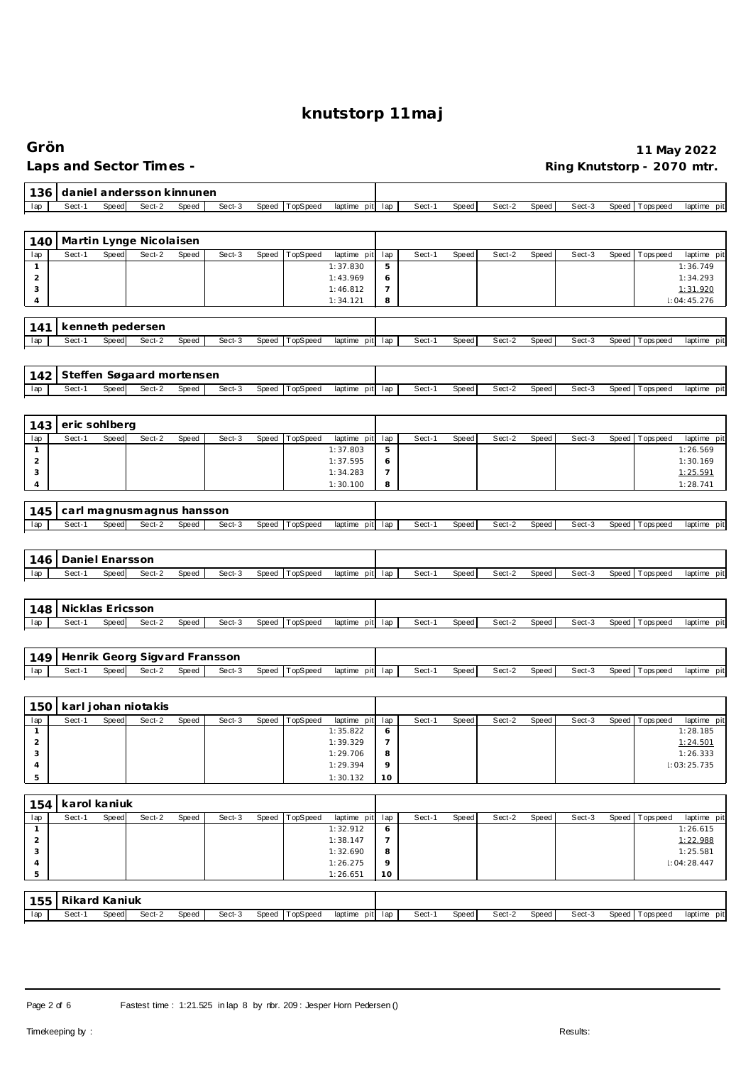# knutstorp 11maj

## Grön

**Laps and Sector Times -**

**11 May 2022**

**Ring Knutstorp - 2070 mtr.**

### 136 daniel andersson kinnunen

| lap | Sect-1 | Speed | Sect-2 | Speed | Sect-3 | Speed | TopSpeed | laptime pit | lap | Sect-1 | Speed | Sect-2 | Speed | Sect-3 | Speed | Topspeed | laptime pit |
|---|---|---|---|---|---|---|---|---|---|---|---|---|---|---|---|---|---|

### 140 Martin Lynge Nicolaisen

| lap | Sect-1 | Speed | Sect-2 | Speed | Sect-3 | Speed | TopSpeed | laptime pit | lap | Sect-1 | Speed | Sect-2 | Speed | Sect-3 | Speed | Topspeed | laptime pit |
|---|---|---|---|---|---|---|---|---|---|---|---|---|---|---|---|---|---|
| 1 | | | | | | | | 1:37.830 | 5 | | | | | | | | 1:36.749 |
| 2 | | | | | | | | 1:43.969 | 6 | | | | | | | | 1:34.293 |
| 3 | | | | | | | | 1:46.812 | 7 | | | | | | | | 1:31.920 |
| 4 | | | | | | | | 1:34.121 | 8 | | | | | | | | 1:04:45.276 |

### 141 kenneth pedersen

| lap | Sect-1 | Speed | Sect-2 | Speed | Sect-3 | Speed | TopSpeed | laptime pit | lap | Sect-1 | Speed | Sect-2 | Speed | Sect-3 | Speed | Topspeed | laptime pit |
|---|---|---|---|---|---|---|---|---|---|---|---|---|---|---|---|---|---|

### 142 Steffen Søgaard mortensen

| lap | Sect-1 | Speed | Sect-2 | Speed | Sect-3 | Speed | TopSpeed | laptime pit | lap | Sect-1 | Speed | Sect-2 | Speed | Sect-3 | Speed | Topspeed | laptime pit |
|---|---|---|---|---|---|---|---|---|---|---|---|---|---|---|---|---|---|

### 143 eric sohlberg

| lap | Sect-1 | Speed | Sect-2 | Speed | Sect-3 | Speed | TopSpeed | laptime pit | lap | Sect-1 | Speed | Sect-2 | Speed | Sect-3 | Speed | Topspeed | laptime pit |
|---|---|---|---|---|---|---|---|---|---|---|---|---|---|---|---|---|---|
| 1 | | | | | | | | 1:37.803 | 5 | | | | | | | | 1:26.569 |
| 2 | | | | | | | | 1:37.595 | 6 | | | | | | | | 1:30.169 |
| 3 | | | | | | | | 1:34.283 | 7 | | | | | | | | 1:25.591 |
| 4 | | | | | | | | 1:30.100 | 8 | | | | | | | | 1:28.741 |

### 145 carl magnusmagnus hansson

| lap | Sect-1 | Speed | Sect-2 | Speed | Sect-3 | Speed | TopSpeed | laptime pit | lap | Sect-1 | Speed | Sect-2 | Speed | Sect-3 | Speed | Topspeed | laptime pit |
|---|---|---|---|---|---|---|---|---|---|---|---|---|---|---|---|---|---|

### 146 Daniel Enarsson

| lap | Sect-1 | Speed | Sect-2 | Speed | Sect-3 | Speed | TopSpeed | laptime pit | lap | Sect-1 | Speed | Sect-2 | Speed | Sect-3 | Speed | Topspeed | laptime pit |
|---|---|---|---|---|---|---|---|---|---|---|---|---|---|---|---|---|---|

### 148 Nicklas Ericsson

| lap | Sect-1 | Speed | Sect-2 | Speed | Sect-3 | Speed | TopSpeed | laptime pit | lap | Sect-1 | Speed | Sect-2 | Speed | Sect-3 | Speed | Topspeed | laptime pit |
|---|---|---|---|---|---|---|---|---|---|---|---|---|---|---|---|---|---|

### 149 Henrik Georg Sigvard Fransson

| lap | Sect-1 | Speed | Sect-2 | Speed | Sect-3 | Speed | TopSpeed | laptime pit | lap | Sect-1 | Speed | Sect-2 | Speed | Sect-3 | Speed | Topspeed | laptime pit |
|---|---|---|---|---|---|---|---|---|---|---|---|---|---|---|---|---|---|

### 150 karl johan niotakis

| lap | Sect-1 | Speed | Sect-2 | Speed | Sect-3 | Speed | TopSpeed | laptime pit | lap | Sect-1 | Speed | Sect-2 | Speed | Sect-3 | Speed | Topspeed | laptime pit |
|---|---|---|---|---|---|---|---|---|---|---|---|---|---|---|---|---|---|
| 1 | | | | | | | | 1:35.822 | 6 | | | | | | | | 1:28.185 |
| 2 | | | | | | | | 1:39.329 | 7 | | | | | | | | 1:24.501 |
| 3 | | | | | | | | 1:29.706 | 8 | | | | | | | | 1:26.333 |
| 4 | | | | | | | | 1:29.394 | 9 | | | | | | | | 1:03:25.735 |
| 5 | | | | | | | | 1:30.132 | 10 | | | | | | | | |

### 154 karol kaniuk

| lap | Sect-1 | Speed | Sect-2 | Speed | Sect-3 | Speed | TopSpeed | laptime pit | lap | Sect-1 | Speed | Sect-2 | Speed | Sect-3 | Speed | Topspeed | laptime pit |
|---|---|---|---|---|---|---|---|---|---|---|---|---|---|---|---|---|---|
| 1 | | | | | | | | 1:32.912 | 6 | | | | | | | | 1:26.615 |
| 2 | | | | | | | | 1:38.147 | 7 | | | | | | | | 1:22.988 |
| 3 | | | | | | | | 1:32.690 | 8 | | | | | | | | 1:25.581 |
| 4 | | | | | | | | 1:26.275 | 9 | | | | | | | | 1:04:28.447 |
| 5 | | | | | | | | 1:26.651 | 10 | | | | | | | | |

### 155 Rikard Kaniuk

| lap | Sect-1 | Speed | Sect-2 | Speed | Sect-3 | Speed | TopSpeed | laptime pit | lap | Sect-1 | Speed | Sect-2 | Speed | Sect-3 | Speed | Topspeed | laptime pit |
|---|---|---|---|---|---|---|---|---|---|---|---|---|---|---|---|---|---|

Fastest time : 1:21.525 in lap 8 by nbr. 209 : Jesper Horn Pedersen ()

Timekeeping by :

Results: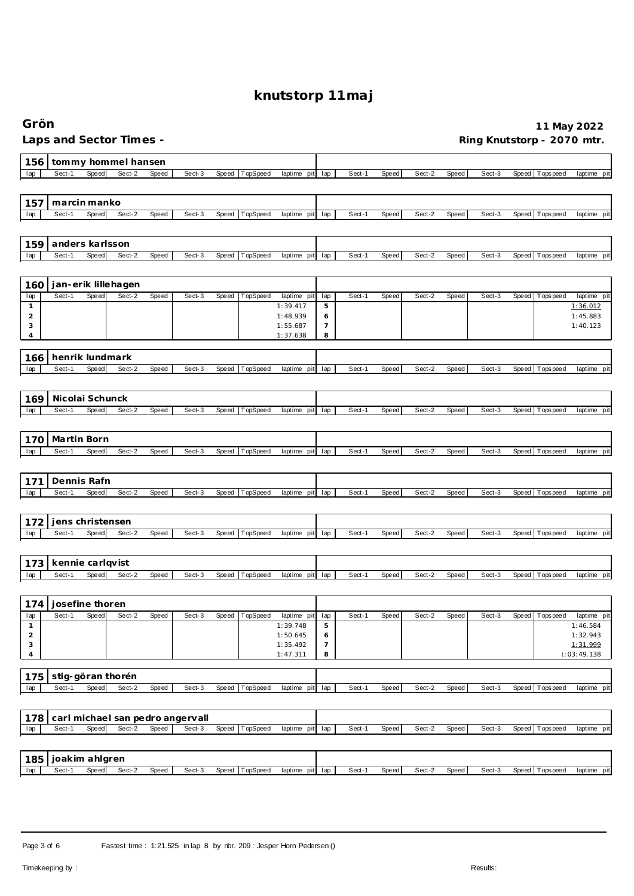# knutstorp 11maj

## Grön

**Laps and Sector Times -**

**11 May 2022**

**Ring Knutstorp - 2070 mtr.**

### 156 tommy hommel hansen

| lap | Sect-1 | Speed | Sect-2 | Speed | Sect-3 | Speed | TopSpeed | laptime pit | lap | Sect-1 | Speed | Sect-2 | Speed | Sect-3 | Speed | Topspeed | laptime pit |
|---|---|---|---|---|---|---|---|---|---|---|---|---|---|---|---|---|---|

### 157 marcin manko

| lap | Sect-1 | Speed | Sect-2 | Speed | Sect-3 | Speed | TopSpeed | laptime pit | lap | Sect-1 | Speed | Sect-2 | Speed | Sect-3 | Speed | Topspeed | laptime pit |
|---|---|---|---|---|---|---|---|---|---|---|---|---|---|---|---|---|---|

### 159 anders karlsson

| lap | Sect-1 | Speed | Sect-2 | Speed | Sect-3 | Speed | TopSpeed | laptime pit | lap | Sect-1 | Speed | Sect-2 | Speed | Sect-3 | Speed | Topspeed | laptime pit |
|---|---|---|---|---|---|---|---|---|---|---|---|---|---|---|---|---|---|

### 160 jan-erik lillehagen

| lap | Sect-1 | Speed | Sect-2 | Speed | Sect-3 | Speed | TopSpeed | laptime pit | lap | Sect-1 | Speed | Sect-2 | Speed | Sect-3 | Speed | Topspeed | laptime pit |
|---|---|---|---|---|---|---|---|---|---|---|---|---|---|---|---|---|---|
| 1 | | | | | | | | 1:39.417 | 5 | | | | | | | | 1:36.012 |
| 2 | | | | | | | | 1:48.939 | 6 | | | | | | | | 1:45.883 |
| 3 | | | | | | | | 1:55.687 | 7 | | | | | | | | 1:40.123 |
| 4 | | | | | | | | 1:37.638 | 8 | | | | | | | | |

### 166 henrik lundmark

| lap | Sect-1 | Speed | Sect-2 | Speed | Sect-3 | Speed | TopSpeed | laptime pit | lap | Sect-1 | Speed | Sect-2 | Speed | Sect-3 | Speed | Topspeed | laptime pit |
|---|---|---|---|---|---|---|---|---|---|---|---|---|---|---|---|---|---|

### 169 Nicolai Schunck

| lap | Sect-1 | Speed | Sect-2 | Speed | Sect-3 | Speed | TopSpeed | laptime pit | lap | Sect-1 | Speed | Sect-2 | Speed | Sect-3 | Speed | Topspeed | laptime pit |
|---|---|---|---|---|---|---|---|---|---|---|---|---|---|---|---|---|---|

### 170 Martin Born

| lap | Sect-1 | Speed | Sect-2 | Speed | Sect-3 | Speed | TopSpeed | laptime pit | lap | Sect-1 | Speed | Sect-2 | Speed | Sect-3 | Speed | Topspeed | laptime pit |
|---|---|---|---|---|---|---|---|---|---|---|---|---|---|---|---|---|---|

### 171 Dennis Rafn

| lap | Sect-1 | Speed | Sect-2 | Speed | Sect-3 | Speed | TopSpeed | laptime pit | lap | Sect-1 | Speed | Sect-2 | Speed | Sect-3 | Speed | Topspeed | laptime pit |
|---|---|---|---|---|---|---|---|---|---|---|---|---|---|---|---|---|---|

### 172 jens christensen

| lap | Sect-1 | Speed | Sect-2 | Speed | Sect-3 | Speed | TopSpeed | laptime pit | lap | Sect-1 | Speed | Sect-2 | Speed | Sect-3 | Speed | Topspeed | laptime pit |
|---|---|---|---|---|---|---|---|---|---|---|---|---|---|---|---|---|---|

### 173 kennie carlqvist

| lap | Sect-1 | Speed | Sect-2 | Speed | Sect-3 | Speed | TopSpeed | laptime pit | lap | Sect-1 | Speed | Sect-2 | Speed | Sect-3 | Speed | Topspeed | laptime pit |
|---|---|---|---|---|---|---|---|---|---|---|---|---|---|---|---|---|---|

### 174 josefine thoren

| lap | Sect-1 | Speed | Sect-2 | Speed | Sect-3 | Speed | TopSpeed | laptime pit | lap | Sect-1 | Speed | Sect-2 | Speed | Sect-3 | Speed | Topspeed | laptime pit |
|---|---|---|---|---|---|---|---|---|---|---|---|---|---|---|---|---|---|
| 1 | | | | | | | | 1:39.748 | 5 | | | | | | | | 1:46.584 |
| 2 | | | | | | | | 1:50.645 | 6 | | | | | | | | 1:32.943 |
| 3 | | | | | | | | 1:35.492 | 7 | | | | | | | | 1:31.999 |
| 4 | | | | | | | | 1:47.311 | 8 | | | | | | | | l:03:49.138 |

### 175 stig-göran thorén

| lap | Sect-1 | Speed | Sect-2 | Speed | Sect-3 | Speed | TopSpeed | laptime pit | lap | Sect-1 | Speed | Sect-2 | Speed | Sect-3 | Speed | Topspeed | laptime pit |
|---|---|---|---|---|---|---|---|---|---|---|---|---|---|---|---|---|---|

### 178 carl michael san pedro angervall

| lap | Sect-1 | Speed | Sect-2 | Speed | Sect-3 | Speed | TopSpeed | laptime pit | lap | Sect-1 | Speed | Sect-2 | Speed | Sect-3 | Speed | Topspeed | laptime pit |
|---|---|---|---|---|---|---|---|---|---|---|---|---|---|---|---|---|---|

### 185 joakim ahlgren

| lap | Sect-1 | Speed | Sect-2 | Speed | Sect-3 | Speed | TopSpeed | laptime pit | lap | Sect-1 | Speed | Sect-2 | Speed | Sect-3 | Speed | Topspeed | laptime pit |
|---|---|---|---|---|---|---|---|---|---|---|---|---|---|---|---|---|---|

Fastest time : 1:21.525 in lap 8 by nbr. 209 : Jesper Horn Pedersen ()

Timekeeping by :

Results: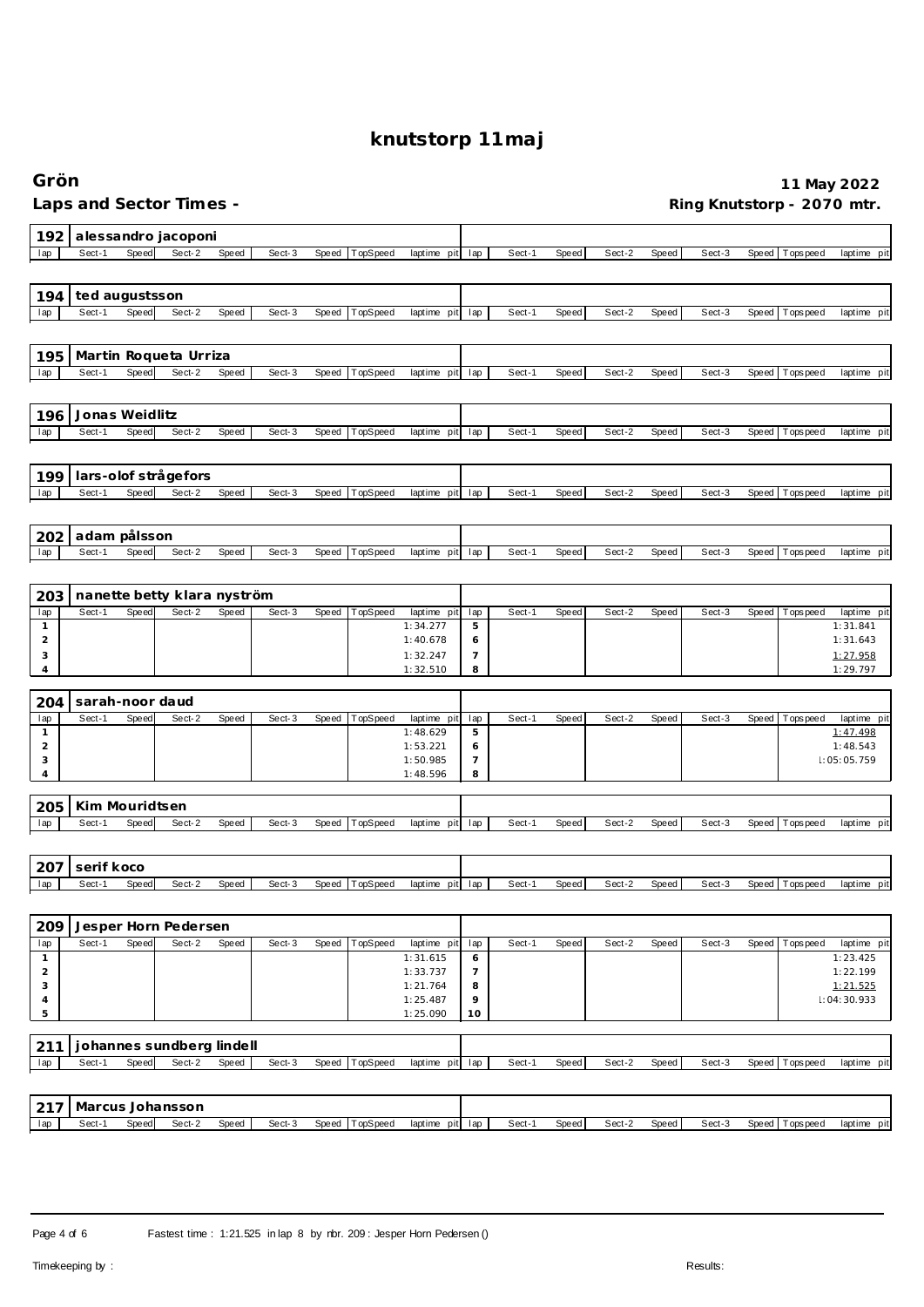# knutstorp 11maj

**Grön** — **11 May 2022**

**Laps and Sector Times -** — **Ring Knutstorp - 2070 mtr.**

## 192 alessandro jacoponi

| lap | Sect-1 | Speed | Sect-2 | Speed | Sect-3 | Speed | TopSpeed | laptime pit | lap | Sect-1 | Speed | Sect-2 | Speed | Sect-3 | Speed | Topspeed | laptime pit |
|---|---|---|---|---|---|---|---|---|---|---|---|---|---|---|---|---|---|

## 194 ted augustsson

| lap | Sect-1 | Speed | Sect-2 | Speed | Sect-3 | Speed | TopSpeed | laptime pit | lap | Sect-1 | Speed | Sect-2 | Speed | Sect-3 | Speed | Topspeed | laptime pit |
|---|---|---|---|---|---|---|---|---|---|---|---|---|---|---|---|---|---|

## 195 Martin Roqueta Urriza

| lap | Sect-1 | Speed | Sect-2 | Speed | Sect-3 | Speed | TopSpeed | laptime pit | lap | Sect-1 | Speed | Sect-2 | Speed | Sect-3 | Speed | Topspeed | laptime pit |
|---|---|---|---|---|---|---|---|---|---|---|---|---|---|---|---|---|---|

## 196 Jonas Weidlitz

| lap | Sect-1 | Speed | Sect-2 | Speed | Sect-3 | Speed | TopSpeed | laptime pit | lap | Sect-1 | Speed | Sect-2 | Speed | Sect-3 | Speed | Topspeed | laptime pit |
|---|---|---|---|---|---|---|---|---|---|---|---|---|---|---|---|---|---|

## 199 lars-olof strågefors

| lap | Sect-1 | Speed | Sect-2 | Speed | Sect-3 | Speed | TopSpeed | laptime pit | lap | Sect-1 | Speed | Sect-2 | Speed | Sect-3 | Speed | Topspeed | laptime pit |
|---|---|---|---|---|---|---|---|---|---|---|---|---|---|---|---|---|---|

## 202 adam pålsson

| lap | Sect-1 | Speed | Sect-2 | Speed | Sect-3 | Speed | TopSpeed | laptime pit | lap | Sect-1 | Speed | Sect-2 | Speed | Sect-3 | Speed | Topspeed | laptime pit |
|---|---|---|---|---|---|---|---|---|---|---|---|---|---|---|---|---|---|

## 203 nanette betty klara nyström

| lap | Sect-1 | Speed | Sect-2 | Speed | Sect-3 | Speed | TopSpeed | laptime pit | lap | Sect-1 | Speed | Sect-2 | Speed | Sect-3 | Speed | Topspeed | laptime pit |
|---|---|---|---|---|---|---|---|---|---|---|---|---|---|---|---|---|---|
| 1 | | | | | | | | 1:34.277 | 5 | | | | | | | | 1:31.841 |
| 2 | | | | | | | | 1:40.678 | 6 | | | | | | | | 1:31.643 |
| 3 | | | | | | | | 1:32.247 | 7 | | | | | | | | 1:27.958 |
| 4 | | | | | | | | 1:32.510 | 8 | | | | | | | | 1:29.797 |

## 204 sarah-noor daud

| lap | Sect-1 | Speed | Sect-2 | Speed | Sect-3 | Speed | TopSpeed | laptime pit | lap | Sect-1 | Speed | Sect-2 | Speed | Sect-3 | Speed | Topspeed | laptime pit |
|---|---|---|---|---|---|---|---|---|---|---|---|---|---|---|---|---|---|
| 1 | | | | | | | | 1:48.629 | 5 | | | | | | | | 1:47.498 |
| 2 | | | | | | | | 1:53.221 | 6 | | | | | | | | 1:48.543 |
| 3 | | | | | | | | 1:50.985 | 7 | | | | | | | | l:05:05.759 |
| 4 | | | | | | | | 1:48.596 | 8 | | | | | | | | |

## 205 Kim Mouridtsen

| lap | Sect-1 | Speed | Sect-2 | Speed | Sect-3 | Speed | TopSpeed | laptime pit | lap | Sect-1 | Speed | Sect-2 | Speed | Sect-3 | Speed | Topspeed | laptime pit |
|---|---|---|---|---|---|---|---|---|---|---|---|---|---|---|---|---|---|

## 207 serif koco

| lap | Sect-1 | Speed | Sect-2 | Speed | Sect-3 | Speed | TopSpeed | laptime pit | lap | Sect-1 | Speed | Sect-2 | Speed | Sect-3 | Speed | Topspeed | laptime pit |
|---|---|---|---|---|---|---|---|---|---|---|---|---|---|---|---|---|---|

## 209 Jesper Horn Pedersen

| lap | Sect-1 | Speed | Sect-2 | Speed | Sect-3 | Speed | TopSpeed | laptime pit | lap | Sect-1 | Speed | Sect-2 | Speed | Sect-3 | Speed | Topspeed | laptime pit |
|---|---|---|---|---|---|---|---|---|---|---|---|---|---|---|---|---|---|
| 1 | | | | | | | | 1:31.615 | 6 | | | | | | | | 1:23.425 |
| 2 | | | | | | | | 1:33.737 | 7 | | | | | | | | 1:22.199 |
| 3 | | | | | | | | 1:21.764 | 8 | | | | | | | | 1:21.525 |
| 4 | | | | | | | | 1:25.487 | 9 | | | | | | | | l:04:30.933 |
| 5 | | | | | | | | 1:25.090 | 10 | | | | | | | | |

## 211 johannes sundberg lindell

| lap | Sect-1 | Speed | Sect-2 | Speed | Sect-3 | Speed | TopSpeed | laptime pit | lap | Sect-1 | Speed | Sect-2 | Speed | Sect-3 | Speed | Topspeed | laptime pit |
|---|---|---|---|---|---|---|---|---|---|---|---|---|---|---|---|---|---|

## 217 Marcus Johansson

| lap | Sect-1 | Speed | Sect-2 | Speed | Sect-3 | Speed | TopSpeed | laptime pit | lap | Sect-1 | Speed | Sect-2 | Speed | Sect-3 | Speed | Topspeed | laptime pit |
|---|---|---|---|---|---|---|---|---|---|---|---|---|---|---|---|---|---|

Fastest time : 1:21.525 in lap 8 by nbr. 209 : Jesper Horn Pedersen ()

Timekeeping by : Results: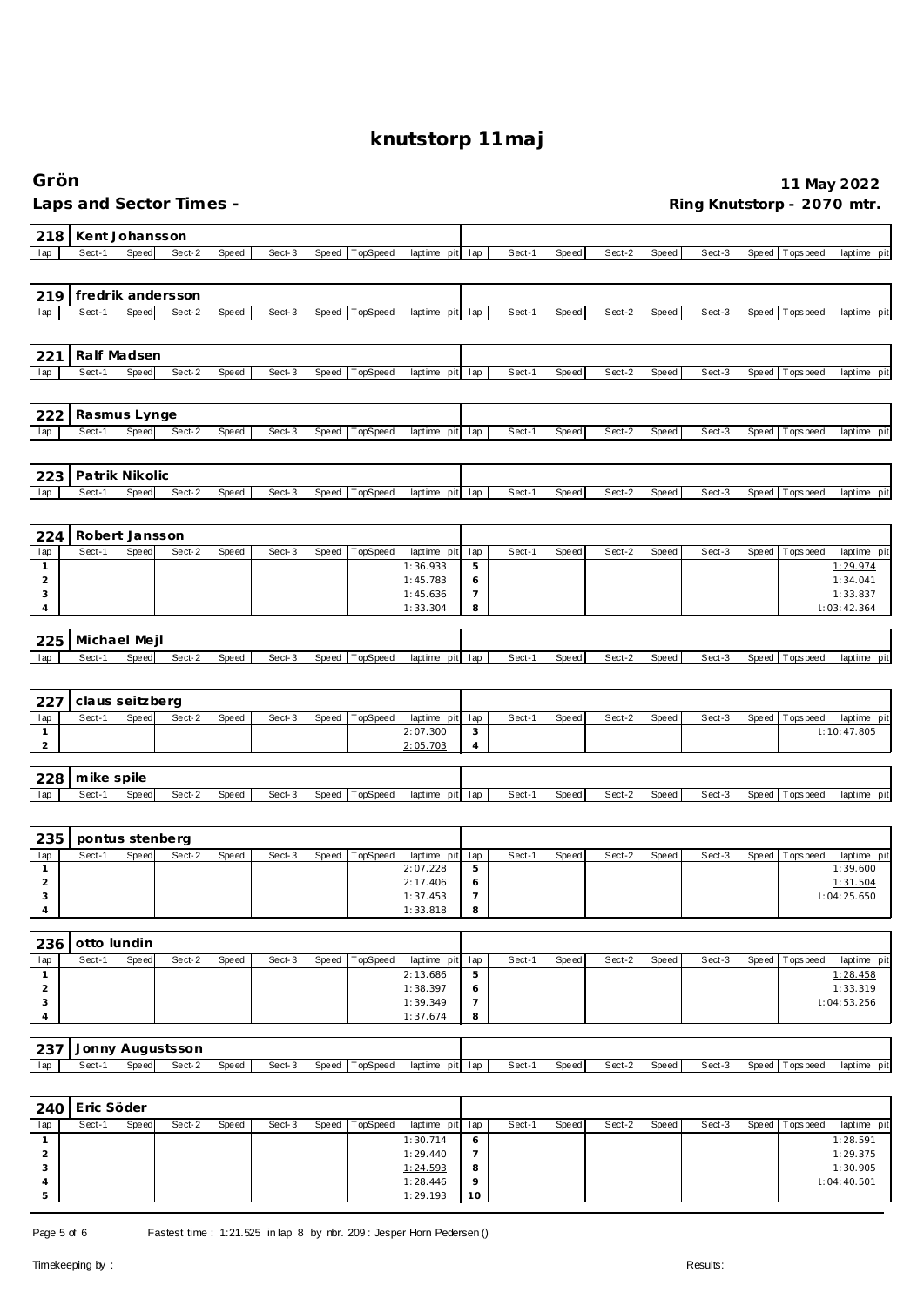# knutstorp 11maj

## Grön

**Laps and Sector Times -**

**11 May 2022**

**Ring Knutstorp - 2070 mtr.**

### 218 Kent Johansson

| lap | Sect-1 | Speed | Sect-2 | Speed | Sect-3 | Speed | TopSpeed | laptime pit | lap | Sect-1 | Speed | Sect-2 | Speed | Sect-3 | Speed | Topspeed | laptime pit |
|---|---|---|---|---|---|---|---|---|---|---|---|---|---|---|---|---|---|

### 219 fredrik andersson

| lap | Sect-1 | Speed | Sect-2 | Speed | Sect-3 | Speed | TopSpeed | laptime pit | lap | Sect-1 | Speed | Sect-2 | Speed | Sect-3 | Speed | Topspeed | laptime pit |
|---|---|---|---|---|---|---|---|---|---|---|---|---|---|---|---|---|---|

### 221 Ralf Madsen

| lap | Sect-1 | Speed | Sect-2 | Speed | Sect-3 | Speed | TopSpeed | laptime pit | lap | Sect-1 | Speed | Sect-2 | Speed | Sect-3 | Speed | Topspeed | laptime pit |
|---|---|---|---|---|---|---|---|---|---|---|---|---|---|---|---|---|---|

### 222 Rasmus Lynge

| lap | Sect-1 | Speed | Sect-2 | Speed | Sect-3 | Speed | TopSpeed | laptime pit | lap | Sect-1 | Speed | Sect-2 | Speed | Sect-3 | Speed | Topspeed | laptime pit |
|---|---|---|---|---|---|---|---|---|---|---|---|---|---|---|---|---|---|

### 223 Patrik Nikolic

| lap | Sect-1 | Speed | Sect-2 | Speed | Sect-3 | Speed | TopSpeed | laptime pit | lap | Sect-1 | Speed | Sect-2 | Speed | Sect-3 | Speed | Topspeed | laptime pit |
|---|---|---|---|---|---|---|---|---|---|---|---|---|---|---|---|---|---|

### 224 Robert Jansson

| lap | Sect-1 | Speed | Sect-2 | Speed | Sect-3 | Speed | TopSpeed | laptime pit | lap | Sect-1 | Speed | Sect-2 | Speed | Sect-3 | Speed | Topspeed | laptime pit |
|---|---|---|---|---|---|---|---|---|---|---|---|---|---|---|---|---|---|
| 1 | | | | | | | | 1:36.933 | 5 | | | | | | | | 1:29.974 |
| 2 | | | | | | | | 1:45.783 | 6 | | | | | | | | 1:34.041 |
| 3 | | | | | | | | 1:45.636 | 7 | | | | | | | | 1:33.837 |
| 4 | | | | | | | | 1:33.304 | 8 | | | | | | | | l:03:42.364 |

### 225 Michael Mejl

| lap | Sect-1 | Speed | Sect-2 | Speed | Sect-3 | Speed | TopSpeed | laptime pit | lap | Sect-1 | Speed | Sect-2 | Speed | Sect-3 | Speed | Topspeed | laptime pit |
|---|---|---|---|---|---|---|---|---|---|---|---|---|---|---|---|---|---|

### 227 claus seitzberg

| lap | Sect-1 | Speed | Sect-2 | Speed | Sect-3 | Speed | TopSpeed | laptime pit | lap | Sect-1 | Speed | Sect-2 | Speed | Sect-3 | Speed | Topspeed | laptime pit |
|---|---|---|---|---|---|---|---|---|---|---|---|---|---|---|---|---|---|
| 1 | | | | | | | | 2:07.300 | 3 | | | | | | | | l:10:47.805 |
| 2 | | | | | | | | 2:05.703 | 4 | | | | | | | | |

### 228 mike spile

| lap | Sect-1 | Speed | Sect-2 | Speed | Sect-3 | Speed | TopSpeed | laptime pit | lap | Sect-1 | Speed | Sect-2 | Speed | Sect-3 | Speed | Topspeed | laptime pit |
|---|---|---|---|---|---|---|---|---|---|---|---|---|---|---|---|---|---|

### 235 pontus stenberg

| lap | Sect-1 | Speed | Sect-2 | Speed | Sect-3 | Speed | TopSpeed | laptime pit | lap | Sect-1 | Speed | Sect-2 | Speed | Sect-3 | Speed | Topspeed | laptime pit |
|---|---|---|---|---|---|---|---|---|---|---|---|---|---|---|---|---|---|
| 1 | | | | | | | | 2:07.228 | 5 | | | | | | | | 1:39.600 |
| 2 | | | | | | | | 2:17.406 | 6 | | | | | | | | 1:31.504 |
| 3 | | | | | | | | 1:37.453 | 7 | | | | | | | | l:04:25.650 |
| 4 | | | | | | | | 1:33.818 | 8 | | | | | | | | |

### 236 otto lundin

| lap | Sect-1 | Speed | Sect-2 | Speed | Sect-3 | Speed | TopSpeed | laptime pit | lap | Sect-1 | Speed | Sect-2 | Speed | Sect-3 | Speed | Topspeed | laptime pit |
|---|---|---|---|---|---|---|---|---|---|---|---|---|---|---|---|---|---|
| 1 | | | | | | | | 2:13.686 | 5 | | | | | | | | 1:28.458 |
| 2 | | | | | | | | 1:38.397 | 6 | | | | | | | | 1:33.319 |
| 3 | | | | | | | | 1:39.349 | 7 | | | | | | | | l:04:53.256 |
| 4 | | | | | | | | 1:37.674 | 8 | | | | | | | | |

### 237 Jonny Augustsson

| lap | Sect-1 | Speed | Sect-2 | Speed | Sect-3 | Speed | TopSpeed | laptime pit | lap | Sect-1 | Speed | Sect-2 | Speed | Sect-3 | Speed | Topspeed | laptime pit |
|---|---|---|---|---|---|---|---|---|---|---|---|---|---|---|---|---|---|

### 240 Eric Söder

| lap | Sect-1 | Speed | Sect-2 | Speed | Sect-3 | Speed | TopSpeed | laptime pit | lap | Sect-1 | Speed | Sect-2 | Speed | Sect-3 | Speed | Topspeed | laptime pit |
|---|---|---|---|---|---|---|---|---|---|---|---|---|---|---|---|---|---|
| 1 | | | | | | | | 1:30.714 | 6 | | | | | | | | 1:28.591 |
| 2 | | | | | | | | 1:29.440 | 7 | | | | | | | | 1:29.375 |
| 3 | | | | | | | | 1:24.593 | 8 | | | | | | | | 1:30.905 |
| 4 | | | | | | | | 1:28.446 | 9 | | | | | | | | l:04:40.501 |
| 5 | | | | | | | | 1:29.193 | 10 | | | | | | | | |

Fastest time : 1:21.525 in lap 8 by nbr. 209 : Jesper Horn Pedersen ()

Timekeeping by : 

Results: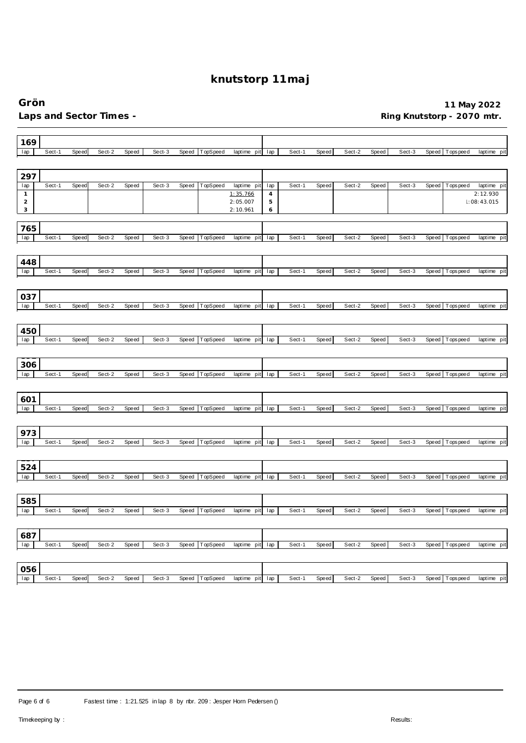# knutstorp 11maj

**Grön**

**Laps and Sector Times -**

**11 May 2022**

**Ring Knutstorp - 2070 mtr.**

**169**

| lap | Sect-1 | Speed | Sect-2 | Speed | Sect-3 | Speed | TopSpeed | laptime pit | lap | Sect-1 | Speed | Sect-2 | Speed | Sect-3 | Speed | Topspeed | laptime pit |
|---|---|---|---|---|---|---|---|---|---|---|---|---|---|---|---|---|---|

**297**

| lap | Sect-1 | Speed | Sect-2 | Speed | Sect-3 | Speed | TopSpeed | laptime pit | lap | Sect-1 | Speed | Sect-2 | Speed | Sect-3 | Speed | Topspeed | laptime pit |
|---|---|---|---|---|---|---|---|---|---|---|---|---|---|---|---|---|---|
| 1 | | | | | | | | 1:35.766 | 4 | | | | | | | | 2:12.930 |
| 2 | | | | | | | | 2:05.007 | 5 | | | | | | | | 1:08:43.015 |
| 3 | | | | | | | | 2:10.961 | 6 | | | | | | | | |

**765**

| lap | Sect-1 | Speed | Sect-2 | Speed | Sect-3 | Speed | TopSpeed | laptime pit | lap | Sect-1 | Speed | Sect-2 | Speed | Sect-3 | Speed | Topspeed | laptime pit |
|---|---|---|---|---|---|---|---|---|---|---|---|---|---|---|---|---|---|

**448**

| lap | Sect-1 | Speed | Sect-2 | Speed | Sect-3 | Speed | TopSpeed | laptime pit | lap | Sect-1 | Speed | Sect-2 | Speed | Sect-3 | Speed | Topspeed | laptime pit |
|---|---|---|---|---|---|---|---|---|---|---|---|---|---|---|---|---|---|

**037**

| lap | Sect-1 | Speed | Sect-2 | Speed | Sect-3 | Speed | TopSpeed | laptime pit | lap | Sect-1 | Speed | Sect-2 | Speed | Sect-3 | Speed | Topspeed | laptime pit |
|---|---|---|---|---|---|---|---|---|---|---|---|---|---|---|---|---|---|

**450**

| lap | Sect-1 | Speed | Sect-2 | Speed | Sect-3 | Speed | TopSpeed | laptime pit | lap | Sect-1 | Speed | Sect-2 | Speed | Sect-3 | Speed | Topspeed | laptime pit |
|---|---|---|---|---|---|---|---|---|---|---|---|---|---|---|---|---|---|

**306**

| lap | Sect-1 | Speed | Sect-2 | Speed | Sect-3 | Speed | TopSpeed | laptime pit | lap | Sect-1 | Speed | Sect-2 | Speed | Sect-3 | Speed | Topspeed | laptime pit |
|---|---|---|---|---|---|---|---|---|---|---|---|---|---|---|---|---|---|

**601**

| lap | Sect-1 | Speed | Sect-2 | Speed | Sect-3 | Speed | TopSpeed | laptime pit | lap | Sect-1 | Speed | Sect-2 | Speed | Sect-3 | Speed | Topspeed | laptime pit |
|---|---|---|---|---|---|---|---|---|---|---|---|---|---|---|---|---|---|

**973**

| lap | Sect-1 | Speed | Sect-2 | Speed | Sect-3 | Speed | TopSpeed | laptime pit | lap | Sect-1 | Speed | Sect-2 | Speed | Sect-3 | Speed | Topspeed | laptime pit |
|---|---|---|---|---|---|---|---|---|---|---|---|---|---|---|---|---|---|

**524**

| lap | Sect-1 | Speed | Sect-2 | Speed | Sect-3 | Speed | TopSpeed | laptime pit | lap | Sect-1 | Speed | Sect-2 | Speed | Sect-3 | Speed | Topspeed | laptime pit |
|---|---|---|---|---|---|---|---|---|---|---|---|---|---|---|---|---|---|

**585**

| lap | Sect-1 | Speed | Sect-2 | Speed | Sect-3 | Speed | TopSpeed | laptime pit | lap | Sect-1 | Speed | Sect-2 | Speed | Sect-3 | Speed | Topspeed | laptime pit |
|---|---|---|---|---|---|---|---|---|---|---|---|---|---|---|---|---|---|

**687**

| lap | Sect-1 | Speed | Sect-2 | Speed | Sect-3 | Speed | TopSpeed | laptime pit | lap | Sect-1 | Speed | Sect-2 | Speed | Sect-3 | Speed | Topspeed | laptime pit |
|---|---|---|---|---|---|---|---|---|---|---|---|---|---|---|---|---|---|

**056**

| lap | Sect-1 | Speed | Sect-2 | Speed | Sect-3 | Speed | TopSpeed | laptime pit | lap | Sect-1 | Speed | Sect-2 | Speed | Sect-3 | Speed | Topspeed | laptime pit |
|---|---|---|---|---|---|---|---|---|---|---|---|---|---|---|---|---|---|

Fastest time : 1:21.525 in lap 8 by nbr. 209 : Jesper Horn Pedersen ()

Timekeeping by :

Results: